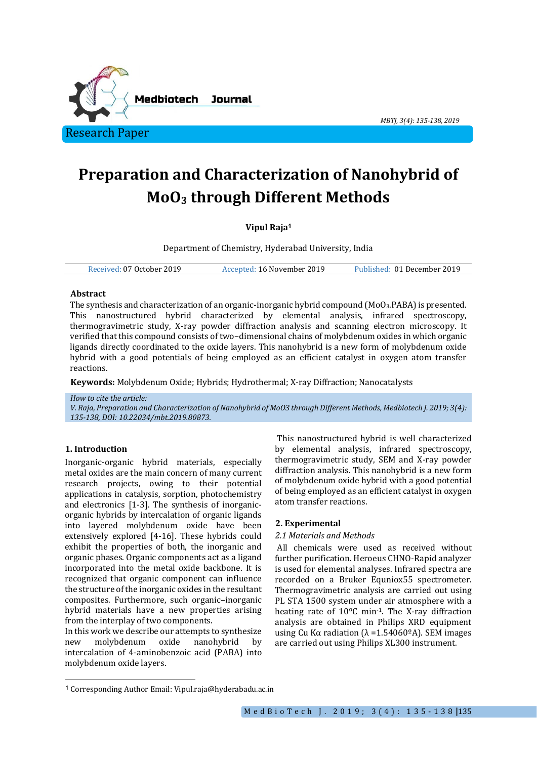Research Paper

# Preparation and Characterization of Nanohybrid of $MoO_3$ through Different Methods

**Vipul Raja**[1]

Department of Chemistry, Hyderabad University, India

Received: 07 October 2019 Accepted: 16 November 2019 Published: 01 December 2019

### Abstract

The synthesis and characterization of an organic-inorganic hybrid compound ($MoO_3$.PABA) is presented. This nanostructured hybrid characterized by elemental analysis, infrared spectroscopy, thermogravimetric study, X-ray powder diffraction analysis and scanning electron microscopy. It verified that this compound consists of two–dimensional chains of molybdenum oxides in which organic ligands directly coordinated to the oxide layers. This nanohybrid is a new form of molybdenum oxide hybrid with a good potentials of being employed as an efficient catalyst in oxygen atom transfer reactions.

**Keywords:** Molybdenum Oxide; Hybrids; Hydrothermal; X-ray Diffraction; Nanocatalysts

*How to cite the article:*
*V. Raja, Preparation and Characterization of Nanohybrid of MoO3 through Different Methods, Medbiotech J. 2019; 3(4): 135-138, DOI: 10.22034/mbt.2019.80873.*

## 1. Introduction

Inorganic-organic hybrid materials, especially metal oxides are the main concern of many current research projects, owing to their potential applications in catalysis, sorption, photochemistry and electronics [1-3]. The synthesis of inorganic-organic hybrids by intercalation of organic ligands into layered molybdenum oxide have been extensively explored [4-16]. These hybrids could exhibit the properties of both, the inorganic and organic phases. Organic components act as a ligand incorporated into the metal oxide backbone. It is recognized that organic component can influence the structure of the inorganic oxides in the resultant composites. Furthermore, such organic–inorganic hybrid materials have a new properties arising from the interplay of two components.

In this work we describe our attempts to synthesize new molybdenum oxide nanohybrid by intercalation of 4-aminobenzoic acid (PABA) into molybdenum oxide layers.

This nanostructured hybrid is well characterized by elemental analysis, infrared spectroscopy, thermogravimetric study, SEM and X-ray powder diffraction analysis. This nanohybrid is a new form of molybdenum oxide hybrid with a good potential of being employed as an efficient catalyst in oxygen atom transfer reactions.

## 2. Experimental

### *2.1 Materials and Methods*

All chemicals were used as received without further purification. Heroeus CHNO-Rapid analyzer is used for elemental analyses. Infrared spectra are recorded on a Bruker Equniox55 spectrometer. Thermogravimetric analysis are carried out using PL STA 1500 system under air atmosphere with a heating rate of 10ºC $min^{-1}$. The X-ray diffraction analysis are obtained in Philips XRD equipment using Cu Kα radiation (λ =1.54060ºA). SEM images are carried out using Philips XL300 instrument.

[1] Corresponding Author Email: Vipul.raja@hyderabadu.ac.in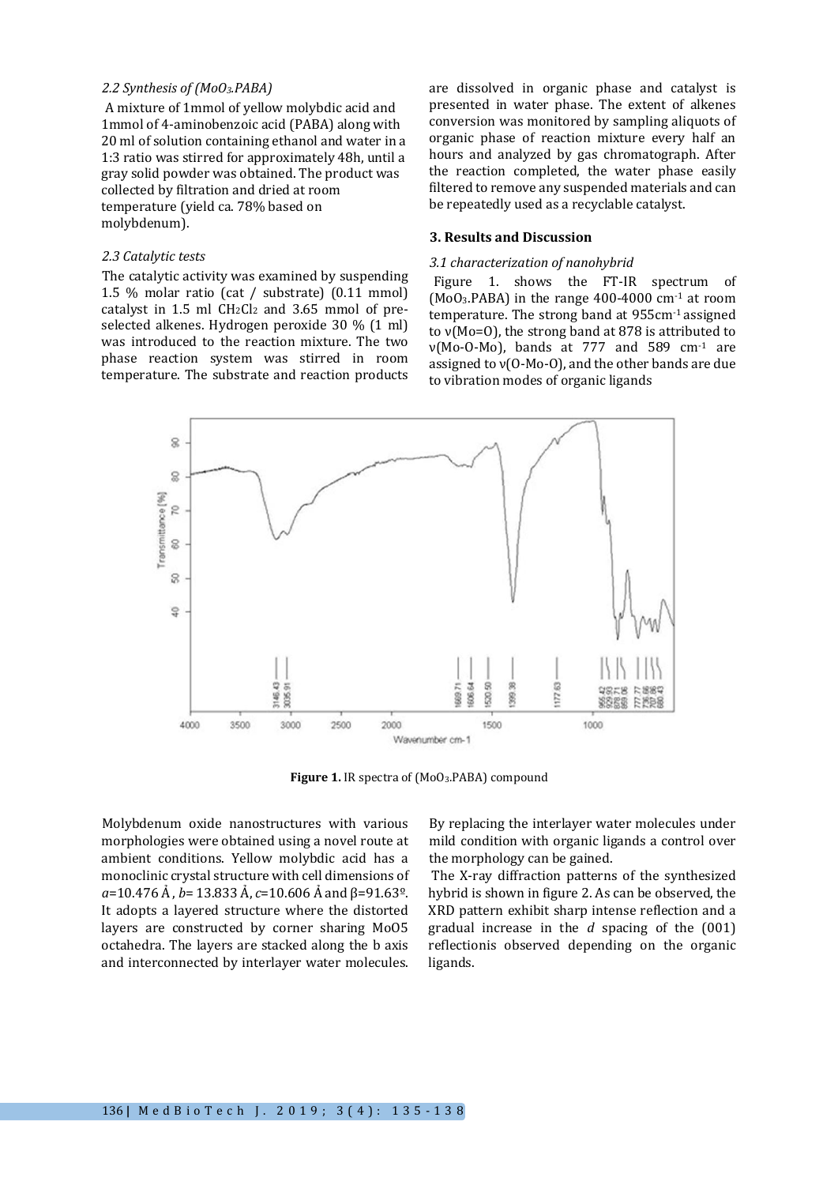*2.2 Synthesis of ($MoO_3$.PABA)*

A mixture of 1mmol of yellow molybdic acid and 1mmol of 4-aminobenzoic acid (PABA) along with 20 ml of solution containing ethanol and water in a 1:3 ratio was stirred for approximately 48h, until a gray solid powder was obtained. The product was collected by filtration and dried at room temperature (yield ca. 78% based on molybdenum).

*2.3 Catalytic tests*

The catalytic activity was examined by suspending 1.5 % molar ratio (cat / substrate) (0.11 mmol) catalyst in 1.5 ml $CH_2Cl_2$ and 3.65 mmol of pre-selected alkenes. Hydrogen peroxide 30 % (1 ml) was introduced to the reaction mixture. The two phase reaction system was stirred in room temperature. The substrate and reaction products are dissolved in organic phase and catalyst is presented in water phase. The extent of alkenes conversion was monitored by sampling aliquots of organic phase of reaction mixture every half an hours and analyzed by gas chromatograph. After the reaction completed, the water phase easily filtered to remove any suspended materials and can be repeatedly used as a recyclable catalyst.

## 3. Results and Discussion

*3.1 characterization of nanohybrid*

Figure 1. shows the FT-IR spectrum of ($MoO_3$.PABA) in the range 400-4000 $cm^{-1}$ at room temperature. The strong band at 955$cm^{-1}$ assigned to ν(Mo=O), the strong band at 878 is attributed to ν(Mo-O-Mo), bands at 777 and 589 $cm^{-1}$ are assigned to ν(O-Mo-O), and the other bands are due to vibration modes of organic ligands

**Figure 1.** IR spectra of ($MoO_3$.PABA) compound

Molybdenum oxide nanostructures with various morphologies were obtained using a novel route at ambient conditions. Yellow molybdic acid has a monoclinic crystal structure with cell dimensions of *a*=10.476 Å, *b*= 13.833 Å, *c*=10.606 Å and β=91.63º. It adopts a layered structure where the distorted layers are constructed by corner sharing MoO5 octahedra. The layers are stacked along the b axis and interconnected by interlayer water molecules. By replacing the interlayer water molecules under mild condition with organic ligands a control over the morphology can be gained.

The X-ray diffraction patterns of the synthesized hybrid is shown in figure 2. As can be observed, the XRD pattern exhibit sharp intense reflection and a gradual increase in the *d* spacing of the (001) reflectionis observed depending on the organic ligands.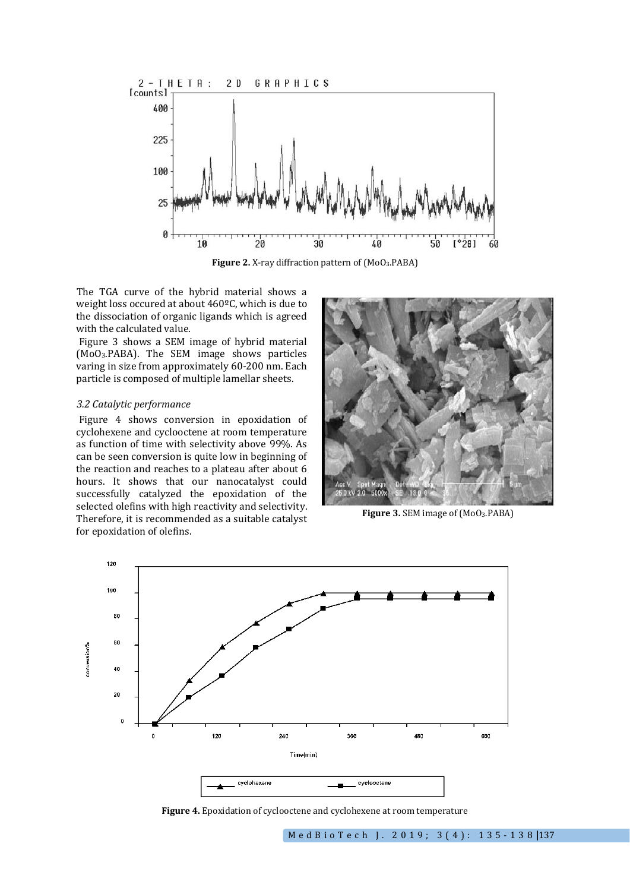Figure 2. X-ray diffraction pattern of ($MoO_3$.PABA)

The TGA curve of the hybrid material shows a weight loss occured at about 460ºC, which is due to the dissociation of organic ligands which is agreed with the calculated value.

Figure 3 shows a SEM image of hybrid material ($MoO_3$.PABA). The SEM image shows particles varing in size from approximately 60-200 nm. Each particle is composed of multiple lamellar sheets.

*3.2 Catalytic performance*

Figure 4 shows conversion in epoxidation of cyclohexene and cyclooctene at room temperature as function of time with selectivity above 99%. As can be seen conversion is quite low in beginning of the reaction and reaches to a plateau after about 6 hours. It shows that our nanocatalyst could successfully catalyzed the epoxidation of the selected olefins with high reactivity and selectivity. Therefore, it is recommended as a suitable catalyst for epoxidation of olefins.

Figure 3. SEM image of ($MoO_3$.PABA)

Figure 4. Epoxidation of cyclooctene and cyclohexene at room temperature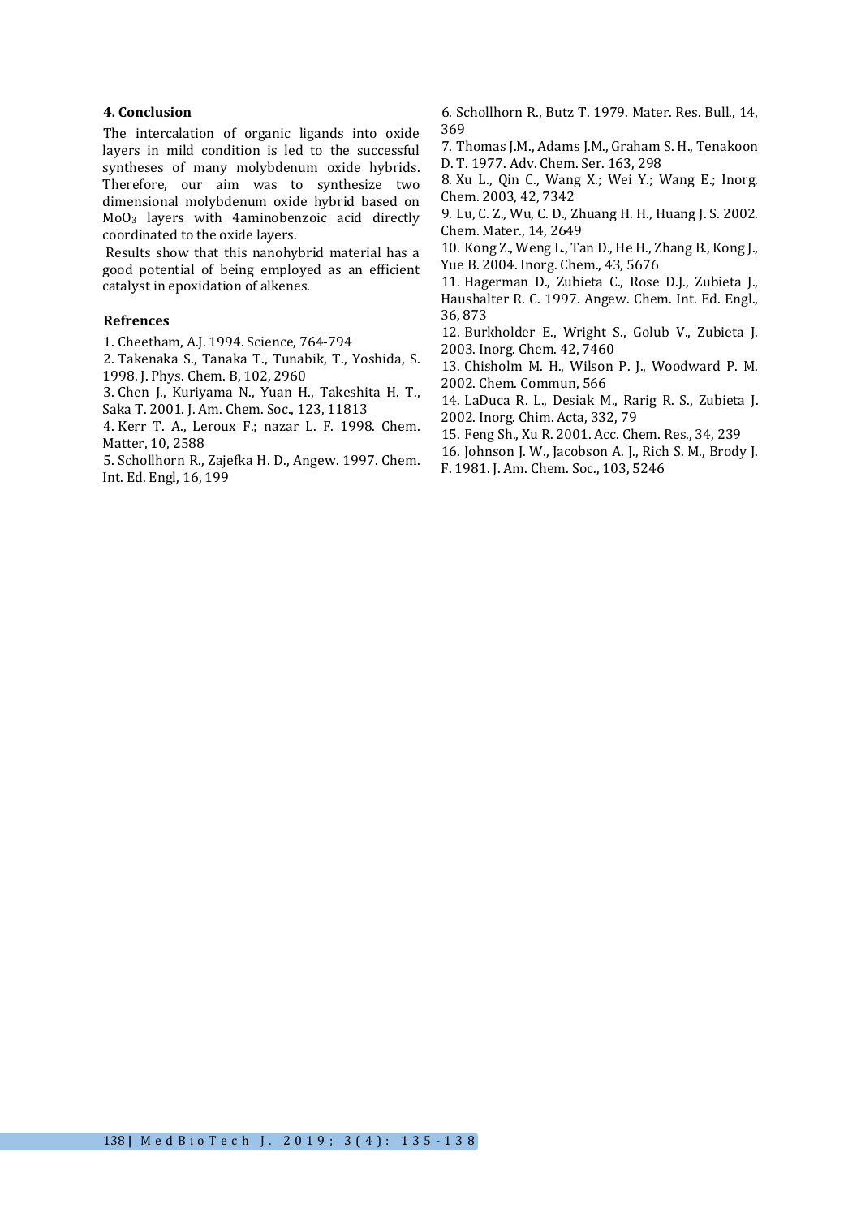## 4. Conclusion

The intercalation of organic ligands into oxide layers in mild condition is led to the successful syntheses of many molybdenum oxide hybrids. Therefore, our aim was to synthesize two dimensional molybdenum oxide hybrid based on $MoO_3$ layers with 4aminobenzoic acid directly coordinated to the oxide layers.

Results show that this nanohybrid material has a good potential of being employed as an efficient catalyst in epoxidation of alkenes.

## Refrences

1. Cheetham, A.J. 1994. Science, 764-794
2. Takenaka S., Tanaka T., Tunabik, T., Yoshida, S. 1998. J. Phys. Chem. B, 102, 2960
3. Chen J., Kuriyama N., Yuan H., Takeshita H. T., Saka T. 2001. J. Am. Chem. Soc., 123, 11813
4. Kerr T. A., Leroux F.; nazar L. F. 1998. Chem. Matter, 10, 2588
5. Schollhorn R., Zajefka H. D., Angew. 1997. Chem. Int. Ed. Engl, 16, 199
6. Schollhorn R., Butz T. 1979. Mater. Res. Bull., 14, 369
7. Thomas J.M., Adams J.M., Graham S. H., Tenakoon D. T. 1977. Adv. Chem. Ser. 163, 298
8. Xu L., Qin C., Wang X.; Wei Y.; Wang E.; Inorg. Chem. 2003, 42, 7342
9. Lu, C. Z., Wu, C. D., Zhuang H. H., Huang J. S. 2002. Chem. Mater., 14, 2649
10. Kong Z., Weng L., Tan D., He H., Zhang B., Kong J., Yue B. 2004. Inorg. Chem., 43, 5676
11. Hagerman D., Zubieta C., Rose D.J., Zubieta J., Haushalter R. C. 1997. Angew. Chem. Int. Ed. Engl., 36, 873
12. Burkholder E., Wright S., Golub V., Zubieta J. 2003. Inorg. Chem. 42, 7460
13. Chisholm M. H., Wilson P. J., Woodward P. M. 2002. Chem. Commun, 566
14. LaDuca R. L., Desiak M., Rarig R. S., Zubieta J. 2002. Inorg. Chim. Acta, 332, 79
15. Feng Sh., Xu R. 2001. Acc. Chem. Res., 34, 239
16. Johnson J. W., Jacobson A. J., Rich S. M., Brody J. F. 1981. J. Am. Chem. Soc., 103, 5246